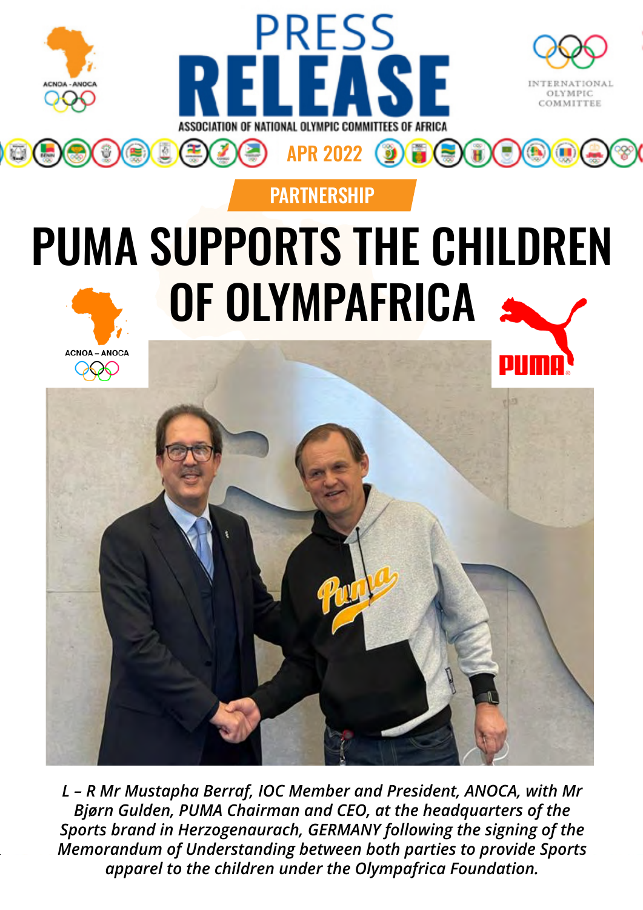# PRESS RELEASE

ASSOCIATION OF NATIONAL OLYMPIC COMMITTEES OF AFRICA

APR 2022

PARTNERSHIP

# PUMA SUPPORTS THE CHILDREN OF OLYMPAFRICA

*L – R Mr Mustapha Berraf, IOC Member and President, ANOCA, with Mr Bjørn Gulden, PUMA Chairman and CEO, at the headquarters of the Sports brand in Herzogenaurach, GERMANY following the signing of the Memorandum of Understanding between both parties to provide Sports apparel to the children under the Olympafrica Foundation.*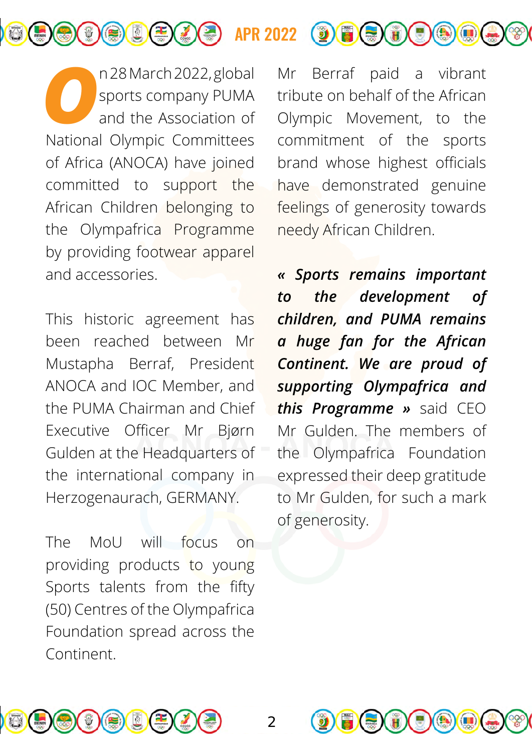On 28 March 2022, global sports company PUMA and the Association of National Olympic Committees of Africa (ANOCA) have joined committed to support the African Children belonging to the Olympafrica Programme by providing footwear apparel and accessories.

This historic agreement has been reached between Mr Mustapha Berraf, President ANOCA and IOC Member, and the PUMA Chairman and Chief Executive Officer Mr Bjørn Gulden at the Headquarters of the international company in Herzogenaurach, GERMANY.

The MoU will focus on providing products to young Sports talents from the fifty (50) Centres of the Olympafrica Foundation spread across the Continent.

Mr Berraf paid a vibrant tribute on behalf of the African Olympic Movement, to the commitment of the sports brand whose highest officials have demonstrated genuine feelings of generosity towards needy African Children.

***« Sports remains important to the development of children, and PUMA remains a huge fan for the African Continent. We are proud of supporting Olympafrica and this Programme »*** said CEO Mr Gulden. The members of the Olympafrica Foundation expressed their deep gratitude to Mr Gulden, for such a mark of generosity.